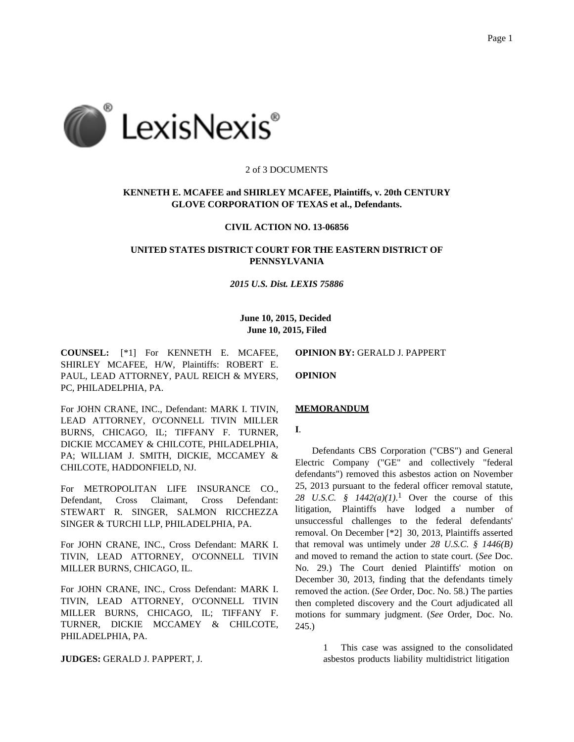2 of 3 DOCUMENTS

**KENNETH E. MCAFEE and SHIRLEY MCAFEE, Plaintiffs, v. 20th CENTURY GLOVE CORPORATION OF TEXAS et al., Defendants.**

**CIVIL ACTION NO. 13-06856**

**UNITED STATES DISTRICT COURT FOR THE EASTERN DISTRICT OF PENNSYLVANIA**

***2015 U.S. Dist. LEXIS 75886***

**June 10, 2015, Decided**
**June 10, 2015, Filed**

**COUNSEL:** [*1] For KENNETH E. MCAFEE, SHIRLEY MCAFEE, H/W, Plaintiffs: ROBERT E. PAUL, LEAD ATTORNEY, PAUL REICH & MYERS, PC, PHILADELPHIA, PA.

For JOHN CRANE, INC., Defendant: MARK I. TIVIN, LEAD ATTORNEY, O'CONNELL TIVIN MILLER BURNS, CHICAGO, IL; TIFFANY F. TURNER, DICKIE MCCAMEY & CHILCOTE, PHILADELPHIA, PA; WILLIAM J. SMITH, DICKIE, MCCAMEY & CHILCOTE, HADDONFIELD, NJ.

For METROPOLITAN LIFE INSURANCE CO., Defendant, Cross Claimant, Cross Defendant: STEWART R. SINGER, SALMON RICCHEZZA SINGER & TURCHI LLP, PHILADELPHIA, PA.

For JOHN CRANE, INC., Cross Defendant: MARK I. TIVIN, LEAD ATTORNEY, O'CONNELL TIVIN MILLER BURNS, CHICAGO, IL.

For JOHN CRANE, INC., Cross Defendant: MARK I. TIVIN, LEAD ATTORNEY, O'CONNELL TIVIN MILLER BURNS, CHICAGO, IL; TIFFANY F. TURNER, DICKIE MCCAMEY & CHILCOTE, PHILADELPHIA, PA.

**JUDGES:** GERALD J. PAPPERT, J.

**OPINION BY:** GERALD J. PAPPERT

**OPINION**

**MEMORANDUM**

**I**.

Defendants CBS Corporation ("CBS") and General Electric Company ("GE" and collectively "federal defendants") removed this asbestos action on November 25, 2013 pursuant to the federal officer removal statute, *28 U.S.C. § 1442(a)(1)*.[1] Over the course of this litigation, Plaintiffs have lodged a number of unsuccessful challenges to the federal defendants' removal. On December [*2] 30, 2013, Plaintiffs asserted that removal was untimely under *28 U.S.C. § 1446(B)* and moved to remand the action to state court. (*See* Doc. No. 29.) The Court denied Plaintiffs' motion on December 30, 2013, finding that the defendants timely removed the action. (*See* Order, Doc. No. 58.) The parties then completed discovery and the Court adjudicated all motions for summary judgment. (*See* Order, Doc. No. 245.)

1 This case was assigned to the consolidated asbestos products liability multidistrict litigation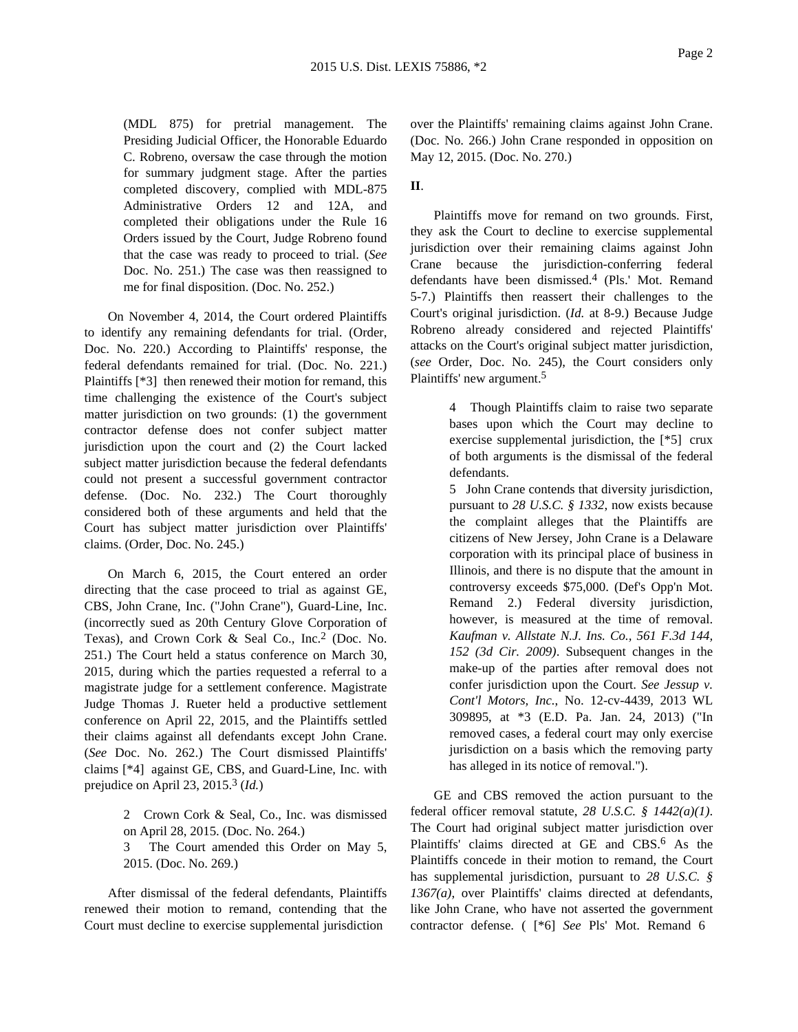(MDL 875) for pretrial management. The Presiding Judicial Officer, the Honorable Eduardo C. Robreno, oversaw the case through the motion for summary judgment stage. After the parties completed discovery, complied with MDL-875 Administrative Orders 12 and 12A, and completed their obligations under the Rule 16 Orders issued by the Court, Judge Robreno found that the case was ready to proceed to trial. (*See* Doc. No. 251.) The case was then reassigned to me for final disposition. (Doc. No. 252.)

On November 4, 2014, the Court ordered Plaintiffs to identify any remaining defendants for trial. (Order, Doc. No. 220.) According to Plaintiffs' response, the federal defendants remained for trial. (Doc. No. 221.) Plaintiffs [*3] then renewed their motion for remand, this time challenging the existence of the Court's subject matter jurisdiction on two grounds: (1) the government contractor defense does not confer subject matter jurisdiction upon the court and (2) the Court lacked subject matter jurisdiction because the federal defendants could not present a successful government contractor defense. (Doc. No. 232.) The Court thoroughly considered both of these arguments and held that the Court has subject matter jurisdiction over Plaintiffs' claims. (Order, Doc. No. 245.)

On March 6, 2015, the Court entered an order directing that the case proceed to trial as against GE, CBS, John Crane, Inc. ("John Crane"), Guard-Line, Inc. (incorrectly sued as 20th Century Glove Corporation of Texas), and Crown Cork & Seal Co., Inc.[2] (Doc. No. 251.) The Court held a status conference on March 30, 2015, during which the parties requested a referral to a magistrate judge for a settlement conference. Magistrate Judge Thomas J. Rueter held a productive settlement conference on April 22, 2015, and the Plaintiffs settled their claims against all defendants except John Crane. (*See* Doc. No. 262.) The Court dismissed Plaintiffs' claims [*4] against GE, CBS, and Guard-Line, Inc. with prejudice on April 23, 2015.[3] (*Id.*)

2 Crown Cork & Seal, Co., Inc. was dismissed on April 28, 2015. (Doc. No. 264.)

3 The Court amended this Order on May 5, 2015. (Doc. No. 269.)

After dismissal of the federal defendants, Plaintiffs renewed their motion to remand, contending that the Court must decline to exercise supplemental jurisdiction over the Plaintiffs' remaining claims against John Crane. (Doc. No. 266.) John Crane responded in opposition on May 12, 2015. (Doc. No. 270.)

**II.**

Plaintiffs move for remand on two grounds. First, they ask the Court to decline to exercise supplemental jurisdiction over their remaining claims against John Crane because the jurisdiction-conferring federal defendants have been dismissed.[4] (Pls.' Mot. Remand 5-7.) Plaintiffs then reassert their challenges to the Court's original jurisdiction. (*Id.* at 8-9.) Because Judge Robreno already considered and rejected Plaintiffs' attacks on the Court's original subject matter jurisdiction, (*see* Order, Doc. No. 245), the Court considers only Plaintiffs' new argument.[5]

4 Though Plaintiffs claim to raise two separate bases upon which the Court may decline to exercise supplemental jurisdiction, the [*5] crux of both arguments is the dismissal of the federal defendants.

5 John Crane contends that diversity jurisdiction, pursuant to *28 U.S.C. § 1332*, now exists because the complaint alleges that the Plaintiffs are citizens of New Jersey, John Crane is a Delaware corporation with its principal place of business in Illinois, and there is no dispute that the amount in controversy exceeds $75,000. (Def's Opp'n Mot. Remand 2.) Federal diversity jurisdiction, however, is measured at the time of removal. *Kaufman v. Allstate N.J. Ins. Co., 561 F.3d 144, 152 (3d Cir. 2009)*. Subsequent changes in the make-up of the parties after removal does not confer jurisdiction upon the Court. *See Jessup v. Cont'l Motors, Inc.*, No. 12-cv-4439, 2013 WL 309895, at *3 (E.D. Pa. Jan. 24, 2013) ("In removed cases, a federal court may only exercise jurisdiction on a basis which the removing party has alleged in its notice of removal.").

GE and CBS removed the action pursuant to the federal officer removal statute, *28 U.S.C. § 1442(a)(1)*. The Court had original subject matter jurisdiction over Plaintiffs' claims directed at GE and CBS.[6] As the Plaintiffs concede in their motion to remand, the Court has supplemental jurisdiction, pursuant to *28 U.S.C. § 1367(a)*, over Plaintiffs' claims directed at defendants, like John Crane, who have not asserted the government contractor defense. ( [*6] *See* Pls' Mot. Remand 6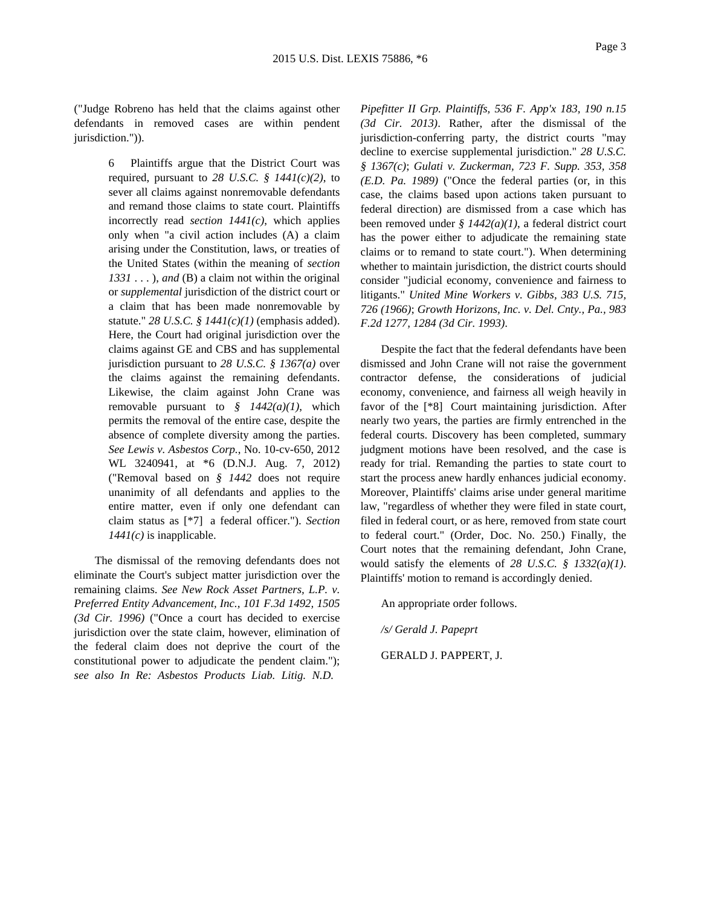("Judge Robreno has held that the claims against other defendants in removed cases are within pendent jurisdiction.")).

> 6 Plaintiffs argue that the District Court was required, pursuant to *28 U.S.C. § 1441(c)(2)*, to sever all claims against nonremovable defendants and remand those claims to state court. Plaintiffs incorrectly read *section 1441(c)*, which applies only when "a civil action includes (A) a claim arising under the Constitution, laws, or treaties of the United States (within the meaning of *section 1331* . . . ), *and* (B) a claim not within the original or *supplemental* jurisdiction of the district court or a claim that has been made nonremovable by statute." *28 U.S.C. § 1441(c)(1)* (emphasis added). Here, the Court had original jurisdiction over the claims against GE and CBS and has supplemental jurisdiction pursuant to *28 U.S.C. § 1367(a)* over the claims against the remaining defendants. Likewise, the claim against John Crane was removable pursuant to *§ 1442(a)(1)*, which permits the removal of the entire case, despite the absence of complete diversity among the parties. *See Lewis v. Asbestos Corp.*, No. 10-cv-650, 2012 WL 3240941, at *6 (D.N.J. Aug. 7, 2012) ("Removal based on *§ 1442* does not require unanimity of all defendants and applies to the entire matter, even if only one defendant can claim status as [*7] a federal officer."). *Section 1441(c)* is inapplicable.

The dismissal of the removing defendants does not eliminate the Court's subject matter jurisdiction over the remaining claims. *See New Rock Asset Partners, L.P. v. Preferred Entity Advancement, Inc., 101 F.3d 1492, 1505 (3d Cir. 1996)* ("Once a court has decided to exercise jurisdiction over the state claim, however, elimination of the federal claim does not deprive the court of the constitutional power to adjudicate the pendent claim."); *see also In Re: Asbestos Products Liab. Litig. N.D. Pipefitter II Grp. Plaintiffs, 536 F. App'x 183, 190 n.15 (3d Cir. 2013)*. Rather, after the dismissal of the jurisdiction-conferring party, the district courts "may decline to exercise supplemental jurisdiction." *28 U.S.C. § 1367(c)*; *Gulati v. Zuckerman, 723 F. Supp. 353, 358 (E.D. Pa. 1989)* ("Once the federal parties (or, in this case, the claims based upon actions taken pursuant to federal direction) are dismissed from a case which has been removed under *§ 1442(a)(1)*, a federal district court has the power either to adjudicate the remaining state claims or to remand to state court."). When determining whether to maintain jurisdiction, the district courts should consider "judicial economy, convenience and fairness to litigants." *United Mine Workers v. Gibbs, 383 U.S. 715, 726 (1966)*; *Growth Horizons, Inc. v. Del. Cnty., Pa., 983 F.2d 1277, 1284 (3d Cir. 1993)*.

Despite the fact that the federal defendants have been dismissed and John Crane will not raise the government contractor defense, the considerations of judicial economy, convenience, and fairness all weigh heavily in favor of the [*8] Court maintaining jurisdiction. After nearly two years, the parties are firmly entrenched in the federal courts. Discovery has been completed, summary judgment motions have been resolved, and the case is ready for trial. Remanding the parties to state court to start the process anew hardly enhances judicial economy. Moreover, Plaintiffs' claims arise under general maritime law, "regardless of whether they were filed in state court, filed in federal court, or as here, removed from state court to federal court." (Order, Doc. No. 250.) Finally, the Court notes that the remaining defendant, John Crane, would satisfy the elements of *28 U.S.C. § 1332(a)(1)*. Plaintiffs' motion to remand is accordingly denied.

An appropriate order follows.

*/s/ Gerald J. Papeprt*

GERALD J. PAPPERT, J.